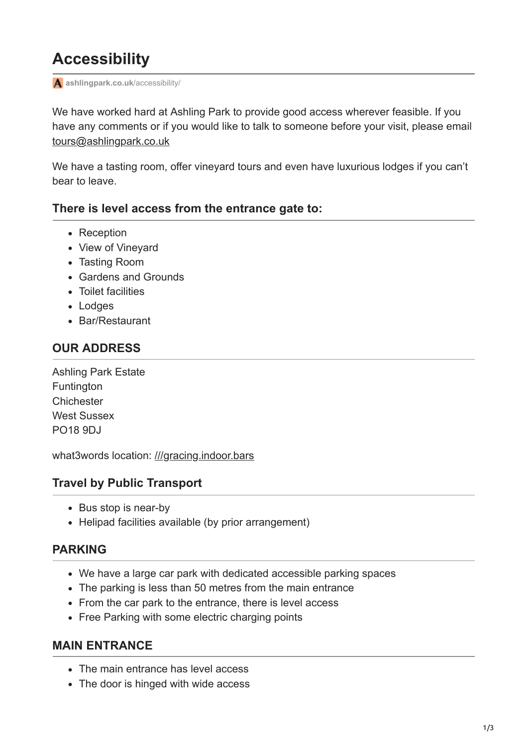# Accessibility

ashlingpark.co.uk/accessibility/

We have worked hard at Ashling Park to provide good access wherever feasible. If you have any comments or if you would like to talk to someone before your visit, please email tours@ashlingpark.co.uk

We have a tasting room, offer vineyard tours and even have luxurious lodges if you can't bear to leave.

### There is level access from the entrance gate to:

- Reception
- View of Vineyard
- Tasting Room
- Gardens and Grounds
- Toilet facilities
- Lodges
- Bar/Restaurant

### OUR ADDRESS

Ashling Park Estate
Funtington
Chichester
West Sussex
PO18 9DJ

what3words location: ///gracing.indoor.bars

### Travel by Public Transport

- Bus stop is near-by
- Helipad facilities available (by prior arrangement)

### PARKING

- We have a large car park with dedicated accessible parking spaces
- The parking is less than 50 metres from the main entrance
- From the car park to the entrance, there is level access
- Free Parking with some electric charging points

### MAIN ENTRANCE

- The main entrance has level access
- The door is hinged with wide access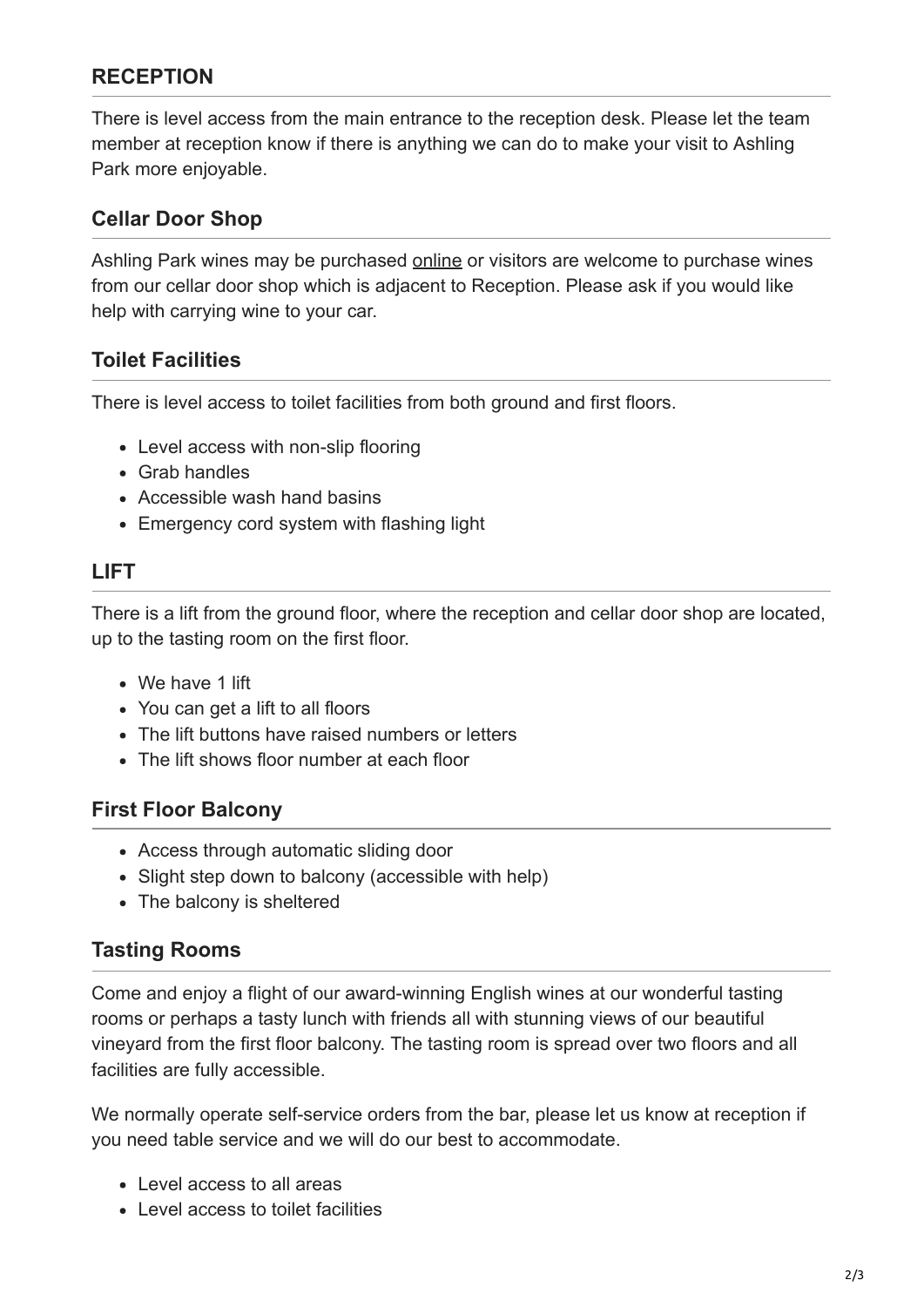## RECEPTION

There is level access from the main entrance to the reception desk. Please let the team member at reception know if there is anything we can do to make your visit to Ashling Park more enjoyable.

### Cellar Door Shop

Ashling Park wines may be purchased online or visitors are welcome to purchase wines from our cellar door shop which is adjacent to Reception. Please ask if you would like help with carrying wine to your car.

### Toilet Facilities

There is level access to toilet facilities from both ground and first floors.

- Level access with non-slip flooring
- Grab handles
- Accessible wash hand basins
- Emergency cord system with flashing light

## LIFT

There is a lift from the ground floor, where the reception and cellar door shop are located, up to the tasting room on the first floor.

- We have 1 lift
- You can get a lift to all floors
- The lift buttons have raised numbers or letters
- The lift shows floor number at each floor

### First Floor Balcony

- Access through automatic sliding door
- Slight step down to balcony (accessible with help)
- The balcony is sheltered

### Tasting Rooms

Come and enjoy a flight of our award-winning English wines at our wonderful tasting rooms or perhaps a tasty lunch with friends all with stunning views of our beautiful vineyard from the first floor balcony. The tasting room is spread over two floors and all facilities are fully accessible.

We normally operate self-service orders from the bar, please let us know at reception if you need table service and we will do our best to accommodate.

- Level access to all areas
- Level access to toilet facilities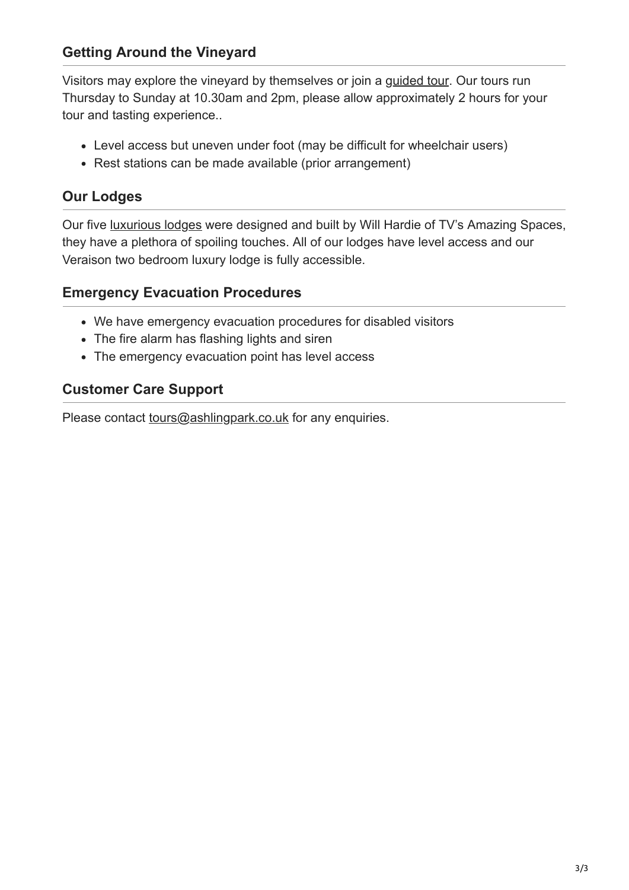## Getting Around the Vineyard

Visitors may explore the vineyard by themselves or join a guided tour. Our tours run Thursday to Sunday at 10.30am and 2pm, please allow approximately 2 hours for your tour and tasting experience..

- Level access but uneven under foot (may be difficult for wheelchair users)
- Rest stations can be made available (prior arrangement)

## Our Lodges

Our five luxurious lodges were designed and built by Will Hardie of TV's Amazing Spaces, they have a plethora of spoiling touches. All of our lodges have level access and our Veraison two bedroom luxury lodge is fully accessible.

## Emergency Evacuation Procedures

- We have emergency evacuation procedures for disabled visitors
- The fire alarm has flashing lights and siren
- The emergency evacuation point has level access

## Customer Care Support

Please contact tours@ashlingpark.co.uk for any enquiries.